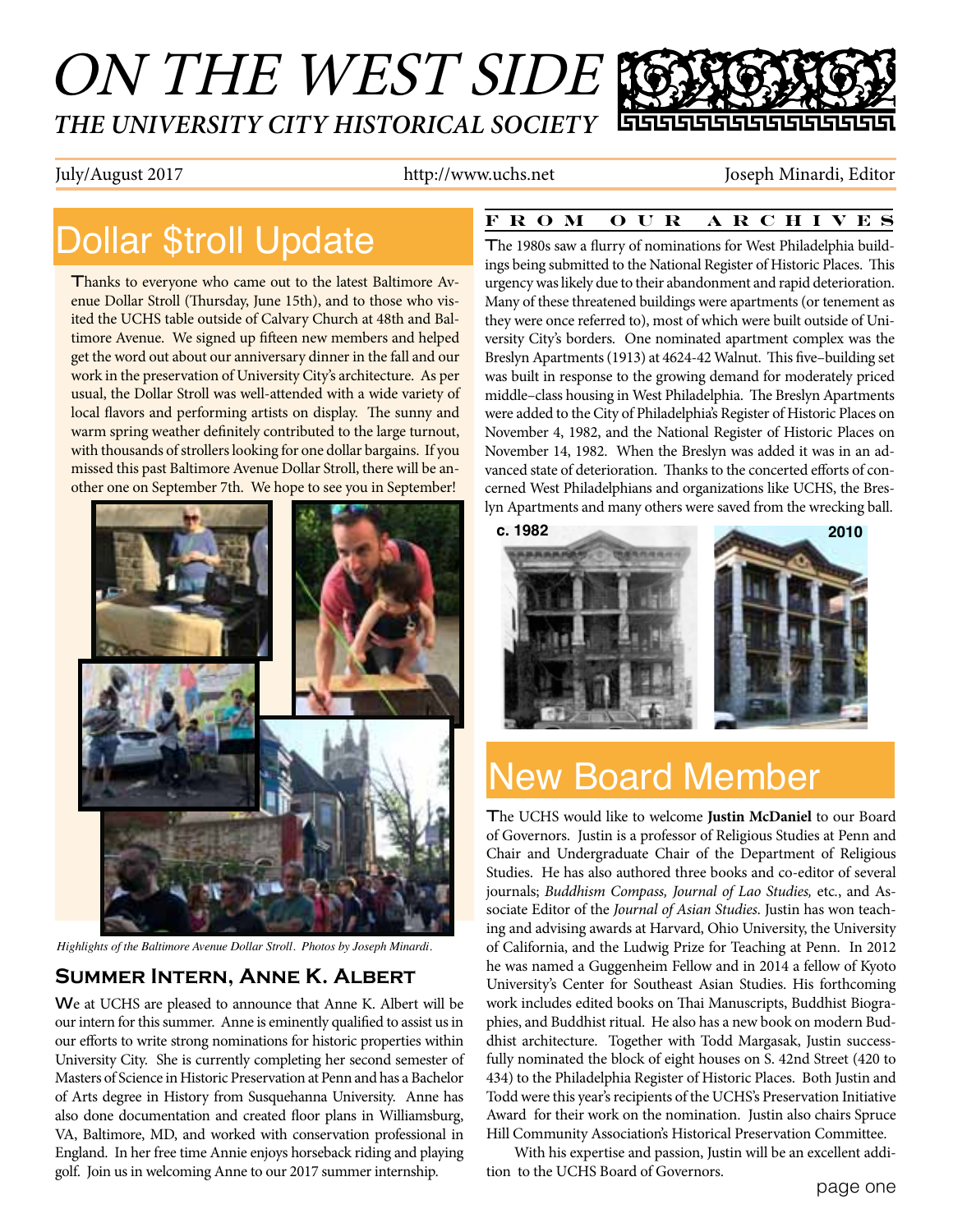# ON THE WEST SIDE

## THE UNIVERSITY CITY HISTORICAL SOCIETY

July/August 2017 http://www.uchs.net Joseph Minardi, Editor

# Dollar $troll Update

Thanks to everyone who came out to the latest Baltimore Avenue Dollar Stroll (Thursday, June 15th), and to those who visited the UCHS table outside of Calvary Church at 48th and Baltimore Avenue. We signed up fifteen new members and helped get the word out about our anniversary dinner in the fall and our work in the preservation of University City's architecture. As per usual, the Dollar Stroll was well-attended with a wide variety of local flavors and performing artists on display. The sunny and warm spring weather definitely contributed to the large turnout, with thousands of strollers looking for one dollar bargains. If you missed this past Baltimore Avenue Dollar Stroll, there will be another one on September 7th. We hope to see you in September!

*Highlights of the Baltimore Avenue Dollar Stroll. Photos by Joseph Minardi.*

## Summer Intern, Anne K. Albert

We at UCHS are pleased to announce that Anne K. Albert will be our intern for this summer. Anne is eminently qualified to assist us in our efforts to write strong nominations for historic properties within University City. She is currently completing her second semester of Masters of Science in Historic Preservation at Penn and has a Bachelor of Arts degree in History from Susquehanna University. Anne has also done documentation and created floor plans in Williamsburg, VA, Baltimore, MD, and worked with conservation professional in England. In her free time Annie enjoys horseback riding and playing golf. Join us in welcoming Anne to our 2017 summer internship.

## FROM OUR ARCHIVES

The 1980s saw a flurry of nominations for West Philadelphia buildings being submitted to the National Register of Historic Places. This urgency was likely due to their abandonment and rapid deterioration. Many of these threatened buildings were apartments (or tenement as they were once referred to), most of which were built outside of University City's borders. One nominated apartment complex was the Breslyn Apartments (1913) at 4624-42 Walnut. This five–building set was built in response to the growing demand for moderately priced middle–class housing in West Philadelphia. The Breslyn Apartments were added to the City of Philadelphia's Register of Historic Places on November 4, 1982, and the National Register of Historic Places on November 14, 1982. When the Breslyn was added it was in an advanced state of deterioration. Thanks to the concerted efforts of concerned West Philadelphians and organizations like UCHS, the Breslyn Apartments and many others were saved from the wrecking ball.

c. 1982 2010

# New Board Member

The UCHS would like to welcome **Justin McDaniel** to our Board of Governors. Justin is a professor of Religious Studies at Penn and Chair and Undergraduate Chair of the Department of Religious Studies. He has also authored three books and co-editor of several journals; *Buddhism Compass, Journal of Lao Studies,* etc., and Associate Editor of the *Journal of Asian Studies.* Justin has won teaching and advising awards at Harvard, Ohio University, the University of California, and the Ludwig Prize for Teaching at Penn. In 2012 he was named a Guggenheim Fellow and in 2014 a fellow of Kyoto University's Center for Southeast Asian Studies. His forthcoming work includes edited books on Thai Manuscripts, Buddhist Biographies, and Buddhist ritual. He also has a new book on modern Buddhist architecture. Together with Todd Margasak, Justin successfully nominated the block of eight houses on S. 42nd Street (420 to 434) to the Philadelphia Register of Historic Places. Both Justin and Todd were this year's recipients of the UCHS's Preservation Initiative Award for their work on the nomination. Justin also chairs Spruce Hill Community Association's Historical Preservation Committee.

With his expertise and passion, Justin will be an excellent addition to the UCHS Board of Governors.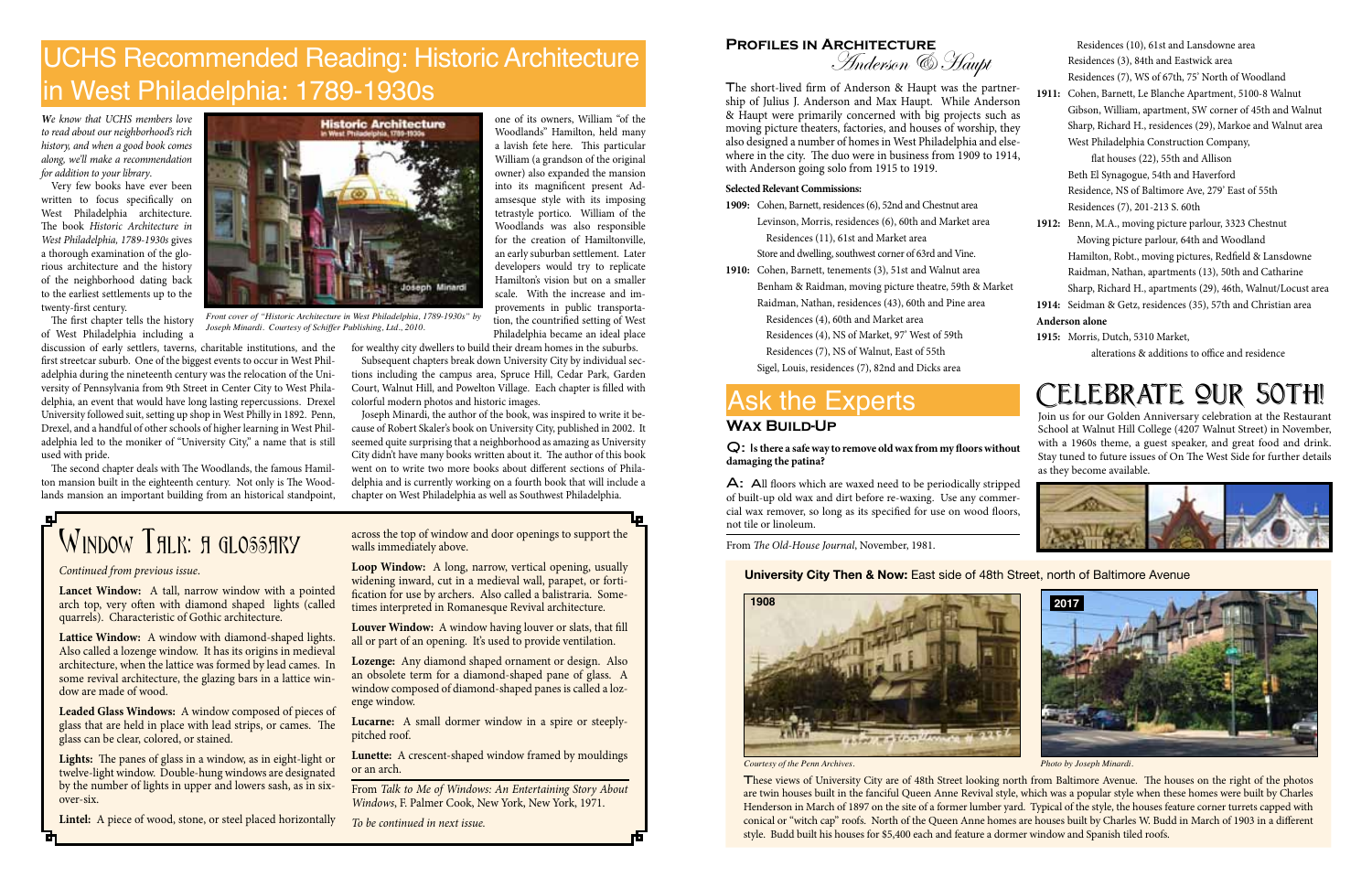# UCHS Recommended Reading: Historic Architecture in West Philadelphia: 1789-1930s

*We know that UCHS members love to read about our neighborhood's rich history, and when a good book comes along, we'll make a recommendation for addition to your library.*

Very few books have ever been written to focus specifically on West Philadelphia architecture. The book *Historic Architecture in West Philadelphia, 1789-1930s* gives a thorough examination of the glorious architecture and the history of the neighborhood dating back to the earliest settlements up to the twenty-first century.

*Front cover of "Historic Architecture in West Philadelphia, 1789-1930s" by Joseph Minardi. Courtesy of Schiffer Publishing, Ltd., 2010.*

The first chapter tells the history of West Philadelphia including a discussion of early settlers, taverns, charitable institutions, and the first streetcar suburb. One of the biggest events to occur in West Philadelphia during the nineteenth century was the relocation of the University of Pennsylvania from 9th Street in Center City to West Philadelphia, an event that would have long lasting repercussions. Drexel University followed suit, setting up shop in West Philly in 1892. Penn, Drexel, and a handful of other schools of higher learning in West Philadelphia led to the moniker of "University City," a name that is still used with pride.

The second chapter deals with The Woodlands, the famous Hamilton mansion built in the eighteenth century. Not only is The Woodlands mansion an important building from an historical standpoint, one of its owners, William "of the Woodlands" Hamilton, held many a lavish fete here. This particular William (a grandson of the original owner) also expanded the mansion into its magnificent present Adamsesque style with its imposing tetrastyle portico. William of the Woodlands was also responsible for the creation of Hamiltonville, an early suburban settlement. Later developers would try to replicate Hamilton's vision but on a smaller scale. With the increase and improvements in public transportation, the countrified setting of West Philadelphia became an ideal place for wealthy city dwellers to build their dream homes in the suburbs.

Subsequent chapters break down University City by individual sections including the campus area, Spruce Hill, Cedar Park, Garden Court, Walnut Hill, and Powelton Village. Each chapter is filled with colorful modern photos and historic images.

Joseph Minardi, the author of the book, was inspired to write it because of Robert Skaler's book on University City, published in 2002. It seemed quite surprising that a neighborhood as amazing as University City didn't have many books written about it. The author of this book went on to write two more books about different sections of Philadelphia and is currently working on a fourth book that will include a chapter on West Philadelphia as well as Southwest Philadelphia.

## Window Talk: A Glossary

*Continued from previous issue.*

**Lancet Window:** A tall, narrow window with a pointed arch top, very often with diamond shaped lights (called quarrels). Characteristic of Gothic architecture.

**Lattice Window:** A window with diamond-shaped lights. Also called a lozenge window. It has its origins in medieval architecture, when the lattice was formed by lead cames. In some revival architecture, the glazing bars in a lattice window are made of wood.

**Leaded Glass Windows:** A window composed of pieces of glass that are held in place with lead strips, or cames. The glass can be clear, colored, or stained.

**Lights:** The panes of glass in a window, as in eight-light or twelve-light window. Double-hung windows are designated by the number of lights in upper and lowers sash, as in six-over-six.

**Lintel:** A piece of wood, stone, or steel placed horizontally across the top of window and door openings to support the walls immediately above.

**Loop Window:** A long, narrow, vertical opening, usually widening inward, cut in a medieval wall, parapet, or fortification for use by archers. Also called a balistraria. Sometimes interpreted in Romanesque Revival architecture.

**Louver Window:** A window having louver or slats, that fill all or part of an opening. It's used to provide ventilation.

**Lozenge:** Any diamond shaped ornament or design. Also an obsolete term for a diamond-shaped pane of glass. A window composed of diamond-shaped panes is called a lozenge window.

**Lucarne:** A small dormer window in a spire or steeply-pitched roof.

**Lunette:** A crescent-shaped window framed by mouldings or an arch.

From *Talk to Me of Windows: An Entertaining Story About Windows*, F. Palmer Cook, New York, New York, 1971.

*To be continued in next issue.*

## Profiles in Architecture: *Anderson & Haupt*

The short-lived firm of Anderson & Haupt was the partnership of Julius J. Anderson and Max Haupt. While Anderson & Haupt were primarily concerned with big projects such as moving picture theaters, factories, and houses of worship, they also designed a number of homes in West Philadelphia and elsewhere in the city. The duo were in business from 1909 to 1914, with Anderson going solo from 1915 to 1919.

**Selected Relevant Commissions:**

**1909:** Cohen, Barnett, residences (6), 52nd and Chestnut area
Levinson, Morris, residences (6), 60th and Market area
Residences (11), 61st and Market area
Store and dwelling, southwest corner of 63rd and Vine.

**1910:** Cohen, Barnett, tenements (3), 51st and Walnut area
Benham & Raidman, moving picture theatre, 59th & Market
Raidman, Nathan, residences (43), 60th and Pine area
Residences (4), 60th and Market area
Residences (4), NS of Market, 97' West of 59th
Residences (7), NS of Walnut, East of 55th
Sigel, Louis, residences (7), 82nd and Dicks area
Residences (10), 61st and Lansdowne area
Residences (3), 84th and Eastwick area
Residences (7), WS of 67th, 75' North of Woodland

**1911:** Cohen, Barnett, Le Blanche Apartment, 5100-8 Walnut
Gibson, William, apartment, SW corner of 45th and Walnut
Sharp, Richard H., residences (29), Markoe and Walnut area
West Philadelphia Construction Company, flat houses (22), 55th and Allison
Beth El Synagogue, 54th and Haverford
Residence, NS of Baltimore Ave, 279' East of 55th
Residences (7), 201-213 S. 60th

**1912:** Benn, M.A., moving picture parlour, 3323 Chestnut
Moving picture parlour, 64th and Woodland
Hamilton, Robt., moving pictures, Redfield & Lansdowne
Raidman, Nathan, apartments (13), 50th and Catharine
Sharp, Richard H., apartments (29), 46th, Walnut/Locust area

**1914:** Seidman & Getz, residences (35), 57th and Christian area

**Anderson alone**

**1915:** Morris, Dutch, 5310 Market, alterations & additions to office and residence

## Ask the Experts

### Wax Build-Up

**Q: Is there a safe way to remove old wax from my floors without damaging the patina?**

**A:** All floors which are waxed need to be periodically stripped of built-up old wax and dirt before re-waxing. Use any commercial wax remover, so long as its specified for use on wood floors, not tile or linoleum.

From *The Old-House Journal*, November, 1981.

## Celebrate Our 50th!

Join us for our Golden Anniversary celebration at the Restaurant School at Walnut Hill College (4207 Walnut Street) in November, with a 1960s theme, a guest speaker, and great food and drink. Stay tuned to future issues of On The West Side for further details as they become available.

**University City Then & Now:** East side of 48th Street, north of Baltimore Avenue

1908

*Courtesy of the Penn Archives.*

2017

*Photo by Joseph Minardi.*

These views of University City are of 48th Street looking north from Baltimore Avenue. The houses on the right of the photos are twin houses built in the fanciful Queen Anne Revival style, which was a popular style when these homes were built by Charles Henderson in March of 1897 on the site of a former lumber yard. Typical of the style, the houses feature corner turrets capped with conical or "witch cap" roofs. North of the Queen Anne homes are houses built by Charles W. Budd in March of 1903 in a different style. Budd built his houses for $5,400 each and feature a dormer window and Spanish tiled roofs.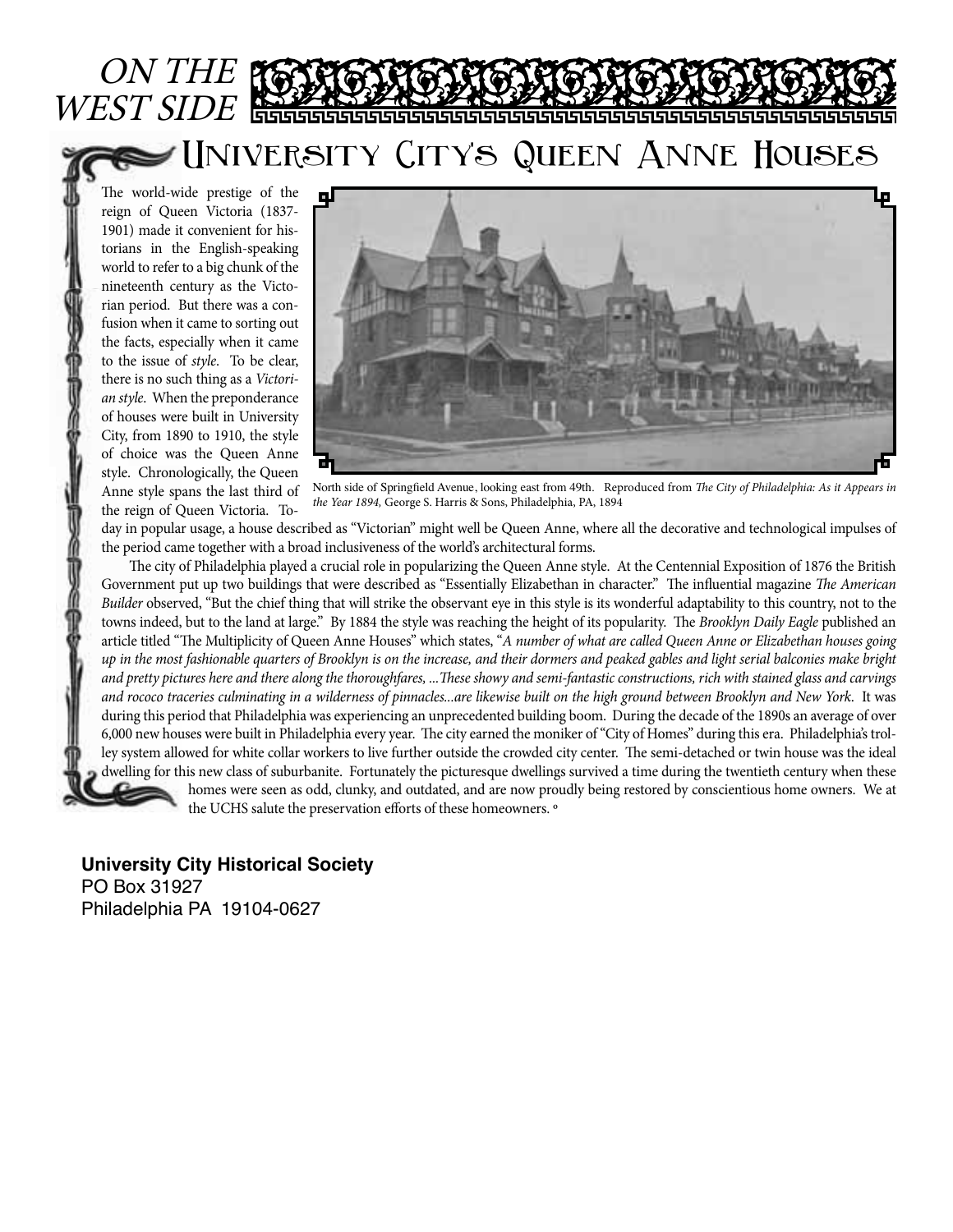# ON THE WEST SIDE

## University City's Queen Anne Houses

The world-wide prestige of the reign of Queen Victoria (1837-1901) made it convenient for historians in the English-speaking world to refer to a big chunk of the nineteenth century as the Victorian period. But there was a confusion when it came to sorting out the facts, especially when it came to the issue of *style*. To be clear, there is no such thing as a *Victorian style*. When the preponderance of houses were built in University City, from 1890 to 1910, the style of choice was the Queen Anne style. Chronologically, the Queen Anne style spans the last third of the reign of Queen Victoria. Today in popular usage, a house described as "Victorian" might well be Queen Anne, where all the decorative and technological impulses of the period came together with a broad inclusiveness of the world's architectural forms.

North side of Springfield Avenue, looking east from 49th. Reproduced from *The City of Philadelphia: As it Appears in the Year 1894,* George S. Harris & Sons, Philadelphia, PA, 1894

The city of Philadelphia played a crucial role in popularizing the Queen Anne style. At the Centennial Exposition of 1876 the British Government put up two buildings that were described as "Essentially Elizabethan in character." The influential magazine *The American Builder* observed, "But the chief thing that will strike the observant eye in this style is its wonderful adaptability to this country, not to the towns indeed, but to the land at large." By 1884 the style was reaching the height of its popularity. The *Brooklyn Daily Eagle* published an article titled "The Multiplicity of Queen Anne Houses" which states, "*A number of what are called Queen Anne or Elizabethan houses going up in the most fashionable quarters of Brooklyn is on the increase, and their dormers and peaked gables and light serial balconies make bright and pretty pictures here and there along the thoroughfares, ...These showy and semi-fantastic constructions, rich with stained glass and carvings and rococo traceries culminating in a wilderness of pinnacles...are likewise built on the high ground between Brooklyn and New York*. It was during this period that Philadelphia was experiencing an unprecedented building boom. During the decade of the 1890s an average of over 6,000 new houses were built in Philadelphia every year. The city earned the moniker of "City of Homes" during this era. Philadelphia's trolley system allowed for white collar workers to live further outside the crowded city center. The semi-detached or twin house was the ideal dwelling for this new class of suburbanite. Fortunately the picturesque dwellings survived a time during the twentieth century when these homes were seen as odd, clunky, and outdated, and are now proudly being restored by conscientious home owners. We at the UCHS salute the preservation efforts of these homeowners. ◦

**University City Historical Society**
PO Box 31927
Philadelphia PA 19104-0627